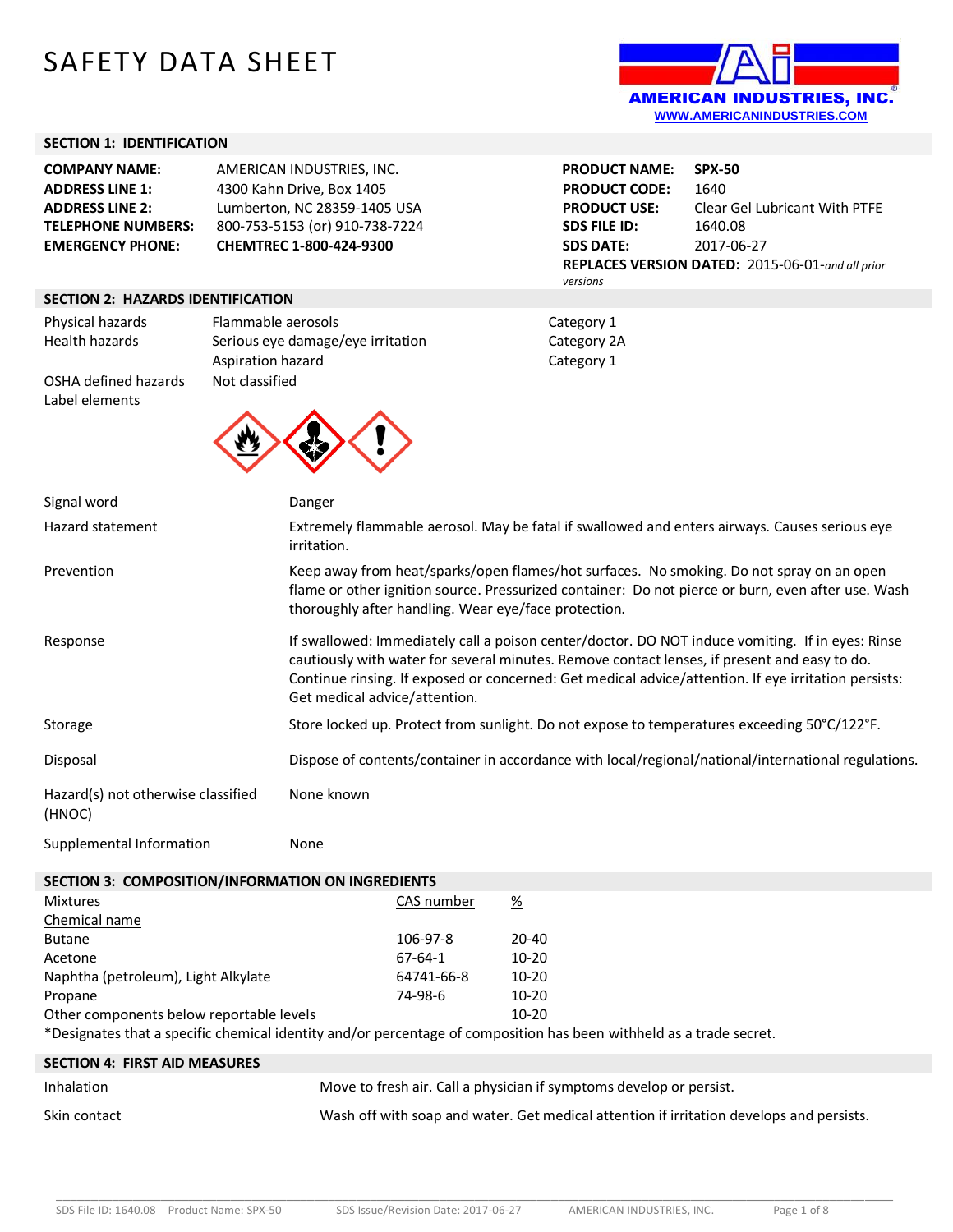# SAFETY DATA SHEET

AMERICAN INDUSTRIES, INC.
WWW.AMERICANINDUSTRIES.COM

## SECTION 1: IDENTIFICATION

| | |
|---|---|
| **COMPANY NAME:** | AMERICAN INDUSTRIES, INC. |
| **ADDRESS LINE 1:** | 4300 Kahn Drive, Box 1405 |
| **ADDRESS LINE 2:** | Lumberton, NC 28359-1405 USA |
| **TELEPHONE NUMBERS:** | 800-753-5153 (or) 910-738-7224 |
| **EMERGENCY PHONE:** | **CHEMTREC 1-800-424-9300** |

| | |
|---|---|
| **PRODUCT NAME:** | **SPX-50** |
| **PRODUCT CODE:** | 1640 |
| **PRODUCT USE:** | Clear Gel Lubricant With PTFE |
| **SDS FILE ID:** | 1640.08 |
| **SDS DATE:** | 2017-06-27 |

**REPLACES VERSION DATED:** 2015-06-01-*and all prior versions*

## SECTION 2: HAZARDS IDENTIFICATION

| | | |
|---|---|---|
| Physical hazards | Flammable aerosols | Category 1 |
| Health hazards | Serious eye damage/eye irritation | Category 2A |
| | Aspiration hazard | Category 1 |
| OSHA defined hazards | Not classified | |
| Label elements | | |

| | |
|---|---|
| Signal word | Danger |
| Hazard statement | Extremely flammable aerosol. May be fatal if swallowed and enters airways. Causes serious eye irritation. |
| Prevention | Keep away from heat/sparks/open flames/hot surfaces. No smoking. Do not spray on an open flame or other ignition source. Pressurized container: Do not pierce or burn, even after use. Wash thoroughly after handling. Wear eye/face protection. |
| Response | If swallowed: Immediately call a poison center/doctor. DO NOT induce vomiting. If in eyes: Rinse cautiously with water for several minutes. Remove contact lenses, if present and easy to do. Continue rinsing. If exposed or concerned: Get medical advice/attention. If eye irritation persists: Get medical advice/attention. |
| Storage | Store locked up. Protect from sunlight. Do not expose to temperatures exceeding 50°C/122°F. |
| Disposal | Dispose of contents/container in accordance with local/regional/national/international regulations. |
| Hazard(s) not otherwise classified (HNOC) | None known |
| Supplemental Information | None |

## SECTION 3: COMPOSITION/INFORMATION ON INGREDIENTS

Mixtures

| Chemical name | CAS number | % |
|---|---|---|
| Butane | 106-97-8 | 20-40 |
| Acetone | 67-64-1 | 10-20 |
| Naphtha (petroleum), Light Alkylate | 64741-66-8 | 10-20 |
| Propane | 74-98-6 | 10-20 |
| Other components below reportable levels | | 10-20 |

*Designates that a specific chemical identity and/or percentage of composition has been withheld as a trade secret.

## SECTION 4: FIRST AID MEASURES

| | |
|---|---|
| Inhalation | Move to fresh air. Call a physician if symptoms develop or persist. |
| Skin contact | Wash off with soap and water. Get medical attention if irritation develops and persists. |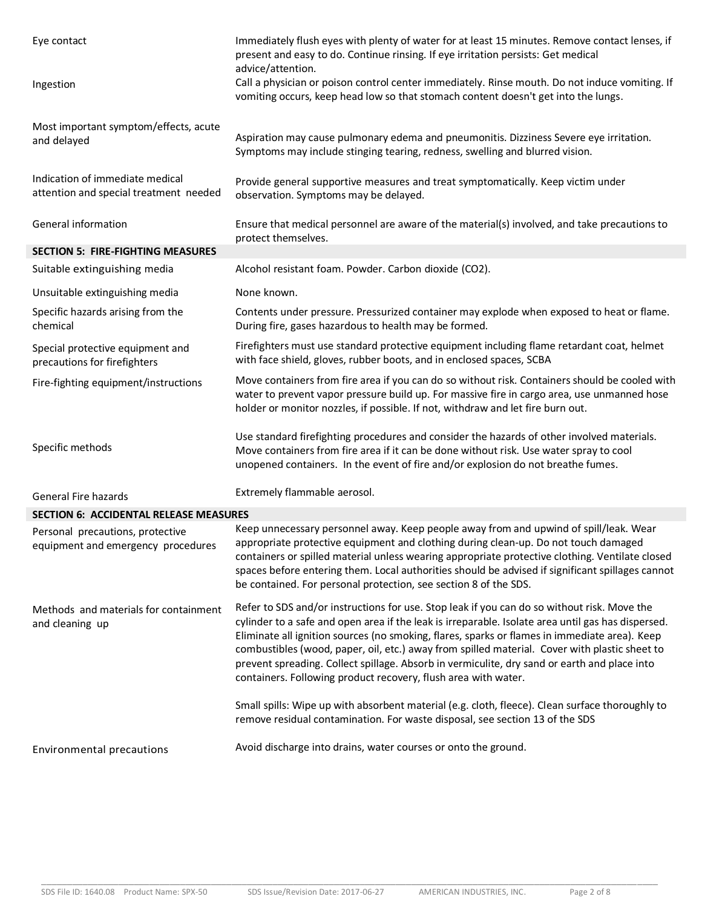| | |
|---|---|
| Eye contact | Immediately flush eyes with plenty of water for at least 15 minutes. Remove contact lenses, if present and easy to do. Continue rinsing. If eye irritation persists: Get medical advice/attention. |
| Ingestion | Call a physician or poison control center immediately. Rinse mouth. Do not induce vomiting. If vomiting occurs, keep head low so that stomach content doesn't get into the lungs. |
| Most important symptom/effects, acute and delayed | Aspiration may cause pulmonary edema and pneumonitis. Dizziness Severe eye irritation. Symptoms may include stinging tearing, redness, swelling and blurred vision. |
| Indication of immediate medical attention and special treatment needed | Provide general supportive measures and treat symptomatically. Keep victim under observation. Symptoms may be delayed. |
| General information | Ensure that medical personnel are aware of the material(s) involved, and take precautions to protect themselves. |

## SECTION 5: FIRE-FIGHTING MEASURES

| | |
|---|---|
| Suitable extinguishing media | Alcohol resistant foam. Powder. Carbon dioxide ($CO_2$). |
| Unsuitable extinguishing media | None known. |
| Specific hazards arising from the chemical | Contents under pressure. Pressurized container may explode when exposed to heat or flame. During fire, gases hazardous to health may be formed. |
| Special protective equipment and precautions for firefighters | Firefighters must use standard protective equipment including flame retardant coat, helmet with face shield, gloves, rubber boots, and in enclosed spaces, SCBA |
| Fire-fighting equipment/instructions | Move containers from fire area if you can do so without risk. Containers should be cooled with water to prevent vapor pressure build up. For massive fire in cargo area, use unmanned hose holder or monitor nozzles, if possible. If not, withdraw and let fire burn out. |
| Specific methods | Use standard firefighting procedures and consider the hazards of other involved materials. Move containers from fire area if it can be done without risk. Use water spray to cool unopened containers. In the event of fire and/or explosion do not breathe fumes. |
| General Fire hazards | Extremely flammable aerosol. |

## SECTION 6: ACCIDENTAL RELEASE MEASURES

| | |
|---|---|
| Personal precautions, protective equipment and emergency procedures | Keep unnecessary personnel away. Keep people away from and upwind of spill/leak. Wear appropriate protective equipment and clothing during clean-up. Do not touch damaged containers or spilled material unless wearing appropriate protective clothing. Ventilate closed spaces before entering them. Local authorities should be advised if significant spillages cannot be contained. For personal protection, see section 8 of the SDS. |
| Methods and materials for containment and cleaning up | Refer to SDS and/or instructions for use. Stop leak if you can do so without risk. Move the cylinder to a safe and open area if the leak is irreparable. Isolate area until gas has dispersed. Eliminate all ignition sources (no smoking, flares, sparks or flames in immediate area). Keep combustibles (wood, paper, oil, etc.) away from spilled material. Cover with plastic sheet to prevent spreading. Collect spillage. Absorb in vermiculite, dry sand or earth and place into containers. Following product recovery, flush area with water.<br><br>Small spills: Wipe up with absorbent material (e.g. cloth, fleece). Clean surface thoroughly to remove residual contamination. For waste disposal, see section 13 of the SDS |
| Environmental precautions | Avoid discharge into drains, water courses or onto the ground. |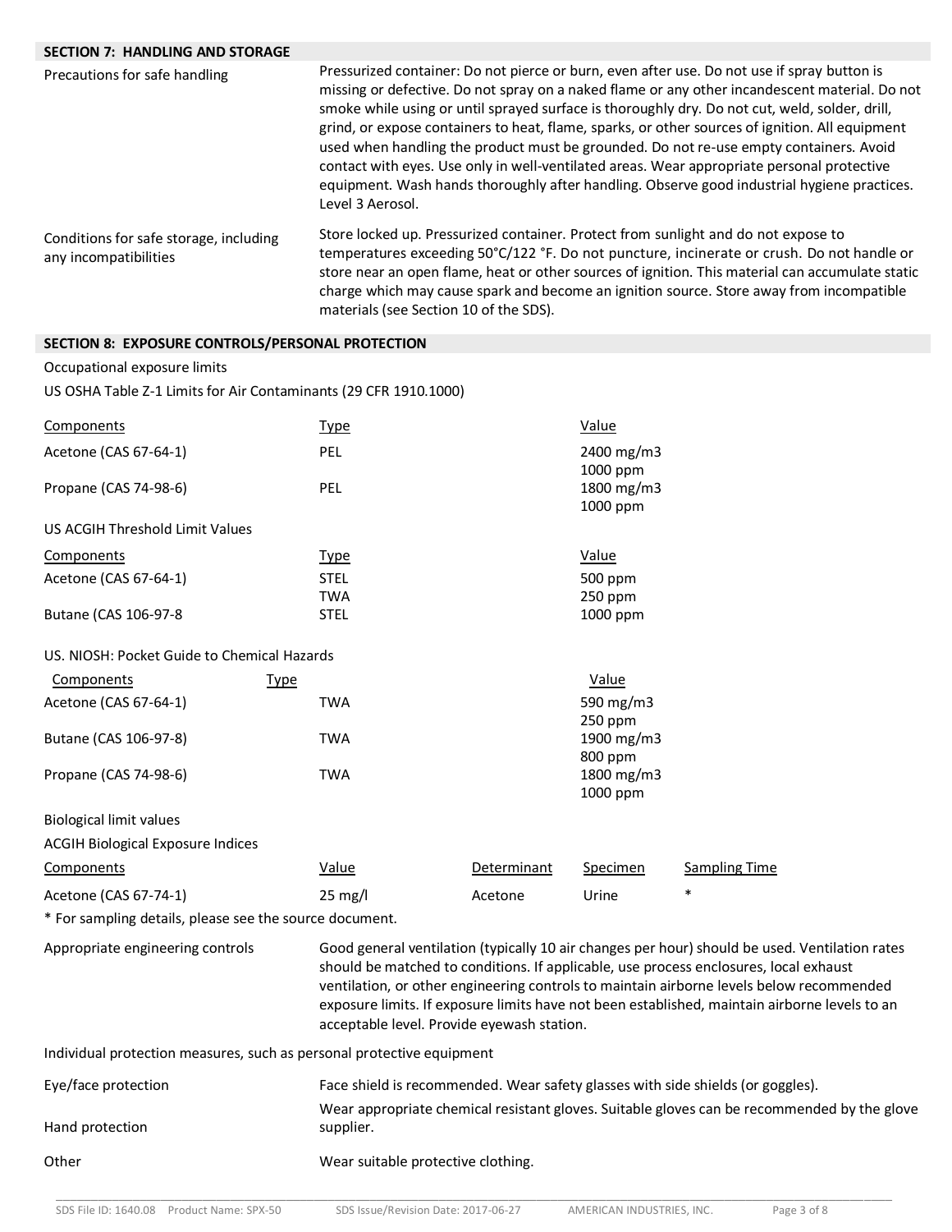## SECTION 7: HANDLING AND STORAGE

| | |
|---|---|
| Precautions for safe handling | Pressurized container: Do not pierce or burn, even after use. Do not use if spray button is missing or defective. Do not spray on a naked flame or any other incandescent material. Do not smoke while using or until sprayed surface is thoroughly dry. Do not cut, weld, solder, drill, grind, or expose containers to heat, flame, sparks, or other sources of ignition. All equipment used when handling the product must be grounded. Do not re-use empty containers. Avoid contact with eyes. Use only in well-ventilated areas. Wear appropriate personal protective equipment. Wash hands thoroughly after handling. Observe good industrial hygiene practices. Level 3 Aerosol. |
| Conditions for safe storage, including any incompatibilities | Store locked up. Pressurized container. Protect from sunlight and do not expose to temperatures exceeding 50°C/122 °F. Do not puncture, incinerate or crush. Do not handle or store near an open flame, heat or other sources of ignition. This material can accumulate static charge which may cause spark and become an ignition source. Store away from incompatible materials (see Section 10 of the SDS). |

## SECTION 8: EXPOSURE CONTROLS/PERSONAL PROTECTION

Occupational exposure limits

US OSHA Table Z-1 Limits for Air Contaminants (29 CFR 1910.1000)

| Components | Type | Value |
|---|---|---|
| Acetone (CAS 67-64-1) | PEL | 2400 mg/m3<br>1000 ppm |
| Propane (CAS 74-98-6) | PEL | 1800 mg/m3<br>1000 ppm |

US ACGIH Threshold Limit Values

| Components | Type | Value |
|---|---|---|
| Acetone (CAS 67-64-1) | STEL | 500 ppm |
| | TWA | 250 ppm |
| Butane (CAS 106-97-8 | STEL | 1000 ppm |

US. NIOSH: Pocket Guide to Chemical Hazards

| Components | Type | Value |
|---|---|---|
| Acetone (CAS 67-64-1) | TWA | 590 mg/m3<br>250 ppm |
| Butane (CAS 106-97-8) | TWA | 1900 mg/m3<br>800 ppm |
| Propane (CAS 74-98-6) | TWA | 1800 mg/m3<br>1000 ppm |

Biological limit values

ACGIH Biological Exposure Indices

| Components | Value | Determinant | Specimen | Sampling Time |
|---|---|---|---|---|
| Acetone (CAS 67-74-1) | 25 mg/l | Acetone | Urine | * |

* For sampling details, please see the source document.

| | |
|---|---|
| Appropriate engineering controls | Good general ventilation (typically 10 air changes per hour) should be used. Ventilation rates should be matched to conditions. If applicable, use process enclosures, local exhaust ventilation, or other engineering controls to maintain airborne levels below recommended exposure limits. If exposure limits have not been established, maintain airborne levels to an acceptable level. Provide eyewash station. |

Individual protection measures, such as personal protective equipment

| | |
|---|---|
| Eye/face protection | Face shield is recommended. Wear safety glasses with side shields (or goggles). |
| Hand protection | Wear appropriate chemical resistant gloves. Suitable gloves can be recommended by the glove supplier. |
| Other | Wear suitable protective clothing. |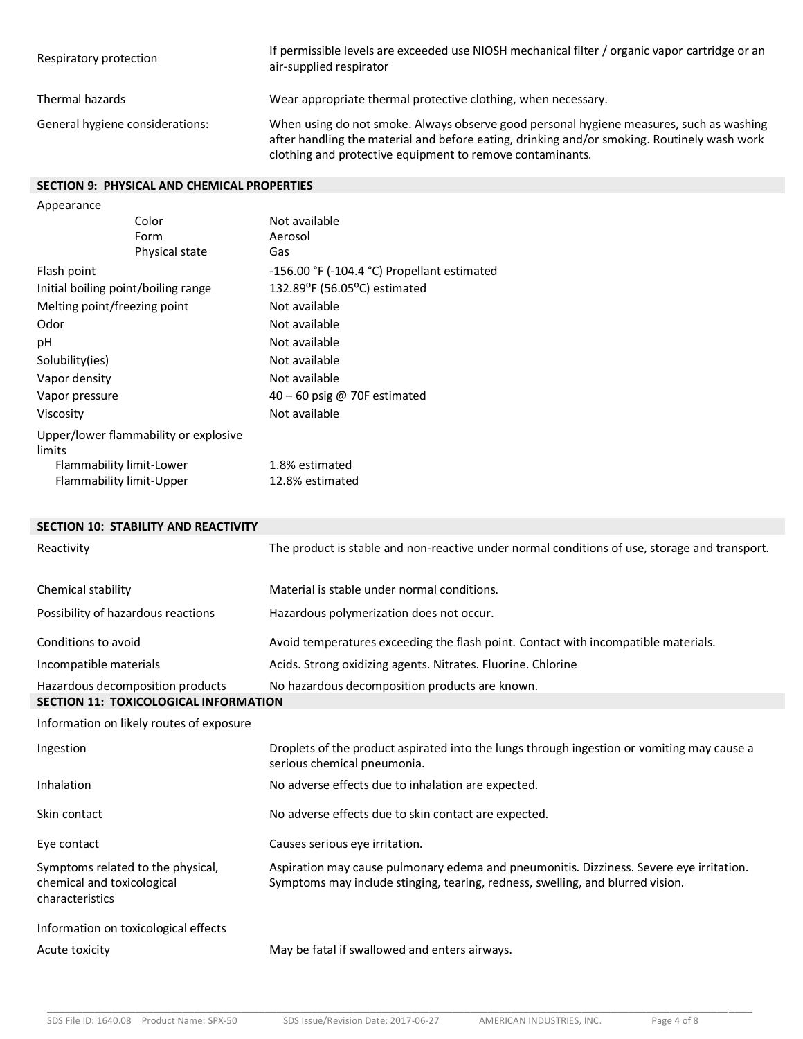| | |
|---|---|
| Respiratory protection | If permissible levels are exceeded use NIOSH mechanical filter / organic vapor cartridge or an air-supplied respirator |
| Thermal hazards | Wear appropriate thermal protective clothing, when necessary. |
| General hygiene considerations: | When using do not smoke. Always observe good personal hygiene measures, such as washing after handling the material and before eating, drinking and/or smoking. Routinely wash work clothing and protective equipment to remove contaminants. |

## SECTION 9: PHYSICAL AND CHEMICAL PROPERTIES

| | |
|---|---|
| Appearance | |
| Color | Not available |
| Form | Aerosol |
| Physical state | Gas |
| Flash point | -156.00 °F (-104.4 °C) Propellant estimated |
| Initial boiling point/boiling range | 132.89°F (56.05°C) estimated |
| Melting point/freezing point | Not available |
| Odor | Not available |
| pH | Not available |
| Solubility(ies) | Not available |
| Vapor density | Not available |
| Vapor pressure | 40 – 60 psig @ 70F estimated |
| Viscosity | Not available |
| Upper/lower flammability or explosive limits | |
| Flammability limit-Lower | 1.8% estimated |
| Flammability limit-Upper | 12.8% estimated |

## SECTION 10: STABILITY AND REACTIVITY

| | |
|---|---|
| Reactivity | The product is stable and non-reactive under normal conditions of use, storage and transport. |
| Chemical stability | Material is stable under normal conditions. |
| Possibility of hazardous reactions | Hazardous polymerization does not occur. |
| Conditions to avoid | Avoid temperatures exceeding the flash point. Contact with incompatible materials. |
| Incompatible materials | Acids. Strong oxidizing agents. Nitrates. Fluorine. Chlorine |
| Hazardous decomposition products | No hazardous decomposition products are known. |

## SECTION 11: TOXICOLOGICAL INFORMATION

Information on likely routes of exposure

| | |
|---|---|
| Ingestion | Droplets of the product aspirated into the lungs through ingestion or vomiting may cause a serious chemical pneumonia. |
| Inhalation | No adverse effects due to inhalation are expected. |
| Skin contact | No adverse effects due to skin contact are expected. |
| Eye contact | Causes serious eye irritation. |
| Symptoms related to the physical, chemical and toxicological characteristics | Aspiration may cause pulmonary edema and pneumonitis. Dizziness. Severe eye irritation. Symptoms may include stinging, tearing, redness, swelling, and blurred vision. |

Information on toxicological effects

| | |
|---|---|
| Acute toxicity | May be fatal if swallowed and enters airways. |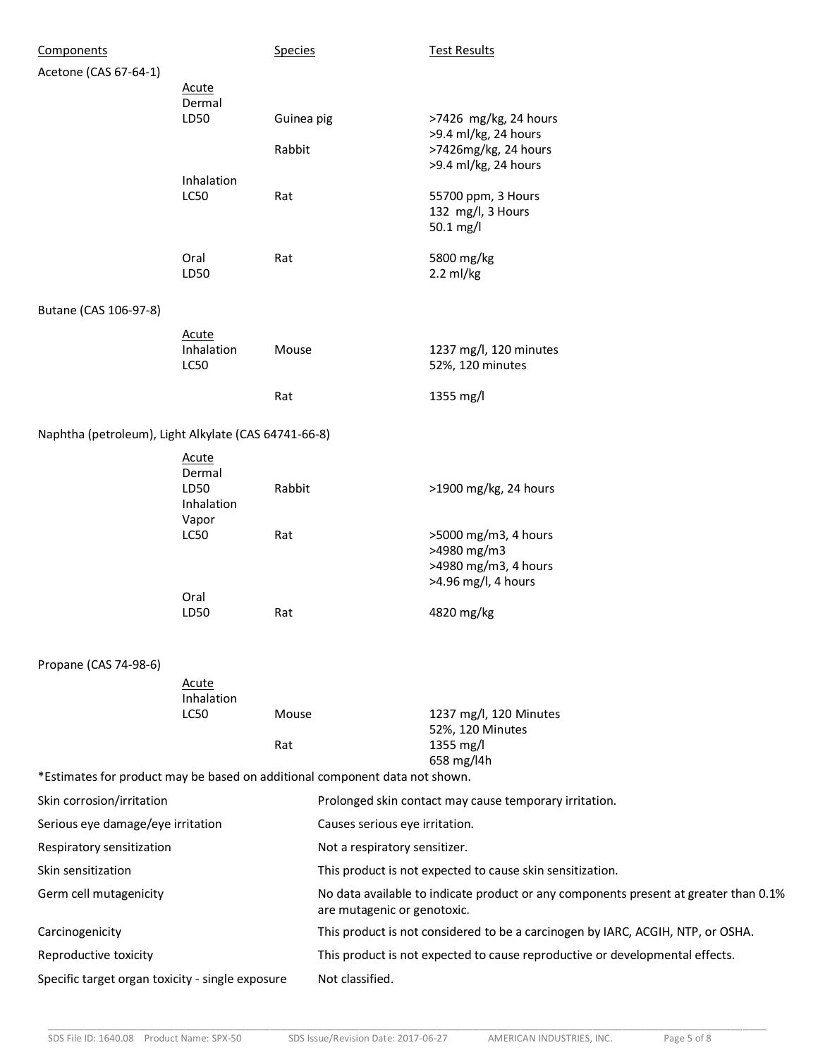| Components | | Species | Test Results |
|---|---|---|---|
| Acetone (CAS 67-64-1) | | | |
| | Acute | | |
| | Dermal | | |
| | LD50 | Guinea pig | >7426 mg/kg, 24 hours |
| | | | >9.4 ml/kg, 24 hours |
| | | Rabbit | >7426mg/kg, 24 hours |
| | | | >9.4 ml/kg, 24 hours |
| | Inhalation | | |
| | LC50 | Rat | 55700 ppm, 3 Hours |
| | | | 132 mg/l, 3 Hours |
| | | | 50.1 mg/l |
| | Oral | Rat | 5800 mg/kg |
| | LD50 | | 2.2 ml/kg |
| Butane (CAS 106-97-8) | | | |
| | Acute | | |
| | Inhalation | Mouse | 1237 mg/l, 120 minutes |
| | LC50 | | 52%, 120 minutes |
| | | Rat | 1355 mg/l |
| Naphtha (petroleum), Light Alkylate (CAS 64741-66-8) | | | |
| | Acute | | |
| | Dermal | | |
| | LD50 | Rabbit | >1900 mg/kg, 24 hours |
| | Inhalation | | |
| | Vapor | | |
| | LC50 | Rat | >5000 mg/m3, 4 hours |
| | | | >4980 mg/m3 |
| | | | >4980 mg/m3, 4 hours |
| | | | >4.96 mg/l, 4 hours |
| | Oral | | |
| | LD50 | Rat | 4820 mg/kg |
| Propane (CAS 74-98-6) | | | |
| | Acute | | |
| | Inhalation | | |
| | LC50 | Mouse | 1237 mg/l, 120 Minutes |
| | | | 52%, 120 Minutes |
| | | Rat | 1355 mg/l |
| | | | 658 mg/l4h |

*Estimates for product may be based on additional component data not shown.

| | |
|---|---|
| Skin corrosion/irritation | Prolonged skin contact may cause temporary irritation. |
| Serious eye damage/eye irritation | Causes serious eye irritation. |
| Respiratory sensitization | Not a respiratory sensitizer. |
| Skin sensitization | This product is not expected to cause skin sensitization. |
| Germ cell mutagenicity | No data available to indicate product or any components present at greater than 0.1% are mutagenic or genotoxic. |
| Carcinogenicity | This product is not considered to be a carcinogen by IARC, ACGIH, NTP, or OSHA. |
| Reproductive toxicity | This product is not expected to cause reproductive or developmental effects. |
| Specific target organ toxicity - single exposure | Not classified. |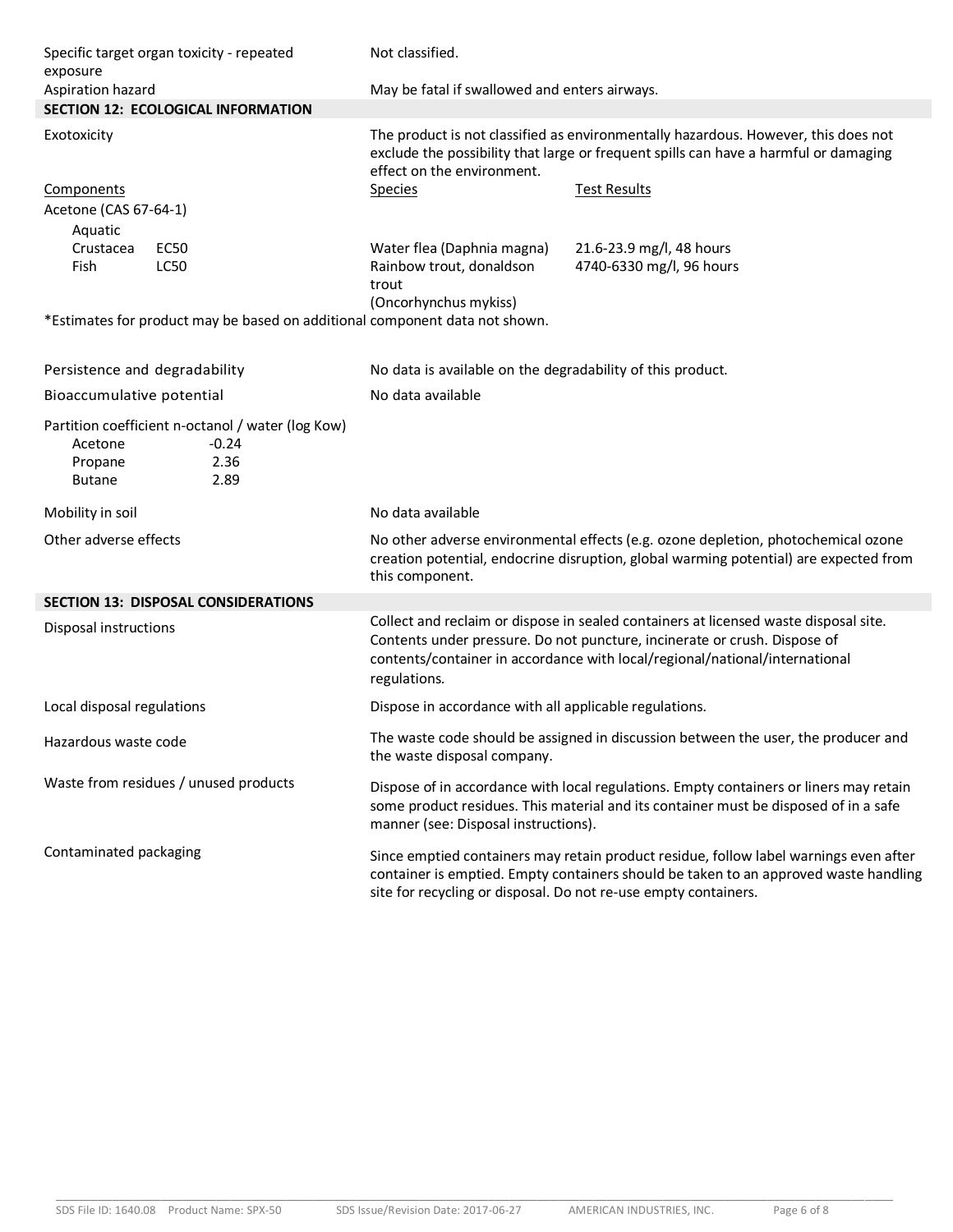| | |
|---|---|
| Specific target organ toxicity - repeated exposure | Not classified. |
| Aspiration hazard | May be fatal if swallowed and enters airways. |

## SECTION 12: ECOLOGICAL INFORMATION

| | |
|---|---|
| Exotoxicity | The product is not classified as environmentally hazardous. However, this does not exclude the possibility that large or frequent spills can have a harmful or damaging effect on the environment. |

| Components | | Species | Test Results |
|---|---|---|---|
| Acetone (CAS 67-64-1) | | | |
| Aquatic | | | |
| Crustacea | EC50 | Water flea (Daphnia magna) | 21.6-23.9 mg/l, 48 hours |
| Fish | LC50 | Rainbow trout, donaldson trout (Oncorhynchus mykiss) | 4740-6330 mg/l, 96 hours |

*Estimates for product may be based on additional component data not shown.

| | |
|---|---|
| Persistence and degradability | No data is available on the degradability of this product. |
| Bioaccumulative potential | No data available |

Partition coefficient n-octanol / water (log Kow)

| | |
|---|---|
| Acetone | -0.24 |
| Propane | 2.36 |
| Butane | 2.89 |

| | |
|---|---|
| Mobility in soil | No data available |
| Other adverse effects | No other adverse environmental effects (e.g. ozone depletion, photochemical ozone creation potential, endocrine disruption, global warming potential) are expected from this component. |

## SECTION 13: DISPOSAL CONSIDERATIONS

| | |
|---|---|
| Disposal instructions | Collect and reclaim or dispose in sealed containers at licensed waste disposal site. Contents under pressure. Do not puncture, incinerate or crush. Dispose of contents/container in accordance with local/regional/national/international regulations. |
| Local disposal regulations | Dispose in accordance with all applicable regulations. |
| Hazardous waste code | The waste code should be assigned in discussion between the user, the producer and the waste disposal company. |
| Waste from residues / unused products | Dispose of in accordance with local regulations. Empty containers or liners may retain some product residues. This material and its container must be disposed of in a safe manner (see: Disposal instructions). |
| Contaminated packaging | Since emptied containers may retain product residue, follow label warnings even after container is emptied. Empty containers should be taken to an approved waste handling site for recycling or disposal. Do not re-use empty containers. |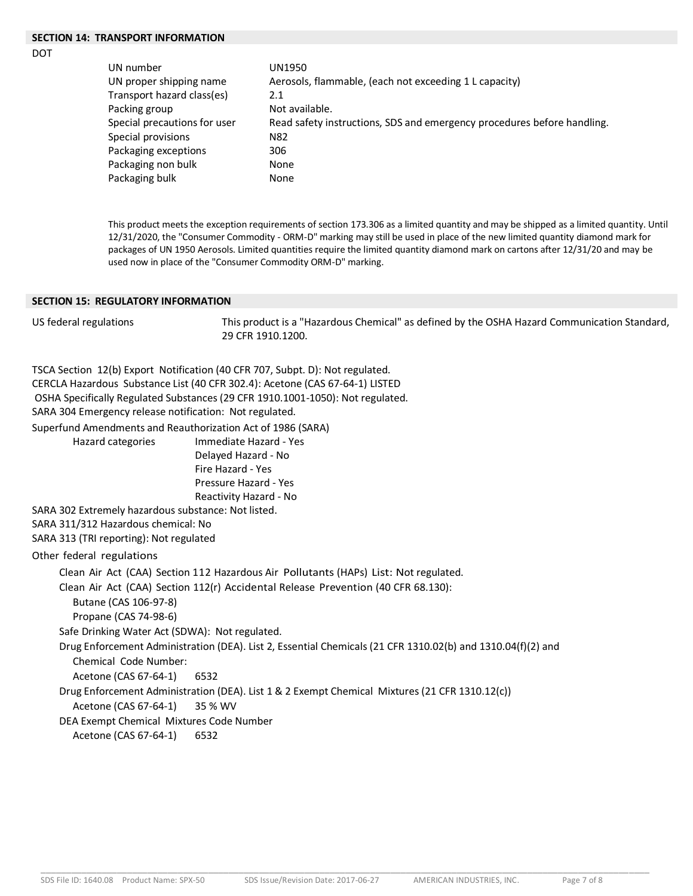## SECTION 14: TRANSPORT INFORMATION

DOT

| | |
|---|---|
| UN number | UN1950 |
| UN proper shipping name | Aerosols, flammable, (each not exceeding 1 L capacity) |
| Transport hazard class(es) | 2.1 |
| Packing group | Not available. |
| Special precautions for user | Read safety instructions, SDS and emergency procedures before handling. |
| Special provisions | N82 |
| Packaging exceptions | 306 |
| Packaging non bulk | None |
| Packaging bulk | None |

This product meets the exception requirements of section 173.306 as a limited quantity and may be shipped as a limited quantity. Until 12/31/2020, the "Consumer Commodity - ORM-D" marking may still be used in place of the new limited quantity diamond mark for packages of UN 1950 Aerosols. Limited quantities require the limited quantity diamond mark on cartons after 12/31/20 and may be used now in place of the "Consumer Commodity ORM-D" marking.

## SECTION 15: REGULATORY INFORMATION

US federal regulations: This product is a "Hazardous Chemical" as defined by the OSHA Hazard Communication Standard, 29 CFR 1910.1200.

TSCA Section 12(b) Export Notification (40 CFR 707, Subpt. D): Not regulated.
CERCLA Hazardous Substance List (40 CFR 302.4): Acetone (CAS 67-64-1) LISTED
OSHA Specifically Regulated Substances (29 CFR 1910.1001-1050): Not regulated.
SARA 304 Emergency release notification: Not regulated.

Superfund Amendments and Reauthorization Act of 1986 (SARA)

Hazard categories:
- Immediate Hazard - Yes
- Delayed Hazard - No
- Fire Hazard - Yes
- Pressure Hazard - Yes
- Reactivity Hazard - No

SARA 302 Extremely hazardous substance: Not listed.
SARA 311/312 Hazardous chemical: No
SARA 313 (TRI reporting): Not regulated

Other federal regulations

Clean Air Act (CAA) Section 112 Hazardous Air Pollutants (HAPs) List: Not regulated.

Clean Air Act (CAA) Section 112(r) Accidental Release Prevention (40 CFR 68.130):
- Butane (CAS 106-97-8)
- Propane (CAS 74-98-6)

Safe Drinking Water Act (SDWA): Not regulated.

Drug Enforcement Administration (DEA). List 2, Essential Chemicals (21 CFR 1310.02(b) and 1310.04(f)(2) and Chemical Code Number:
- Acetone (CAS 67-64-1) 6532

Drug Enforcement Administration (DEA). List 1 & 2 Exempt Chemical Mixtures (21 CFR 1310.12(c))
- Acetone (CAS 67-64-1) 35 % WV

DEA Exempt Chemical Mixtures Code Number
- Acetone (CAS 67-64-1) 6532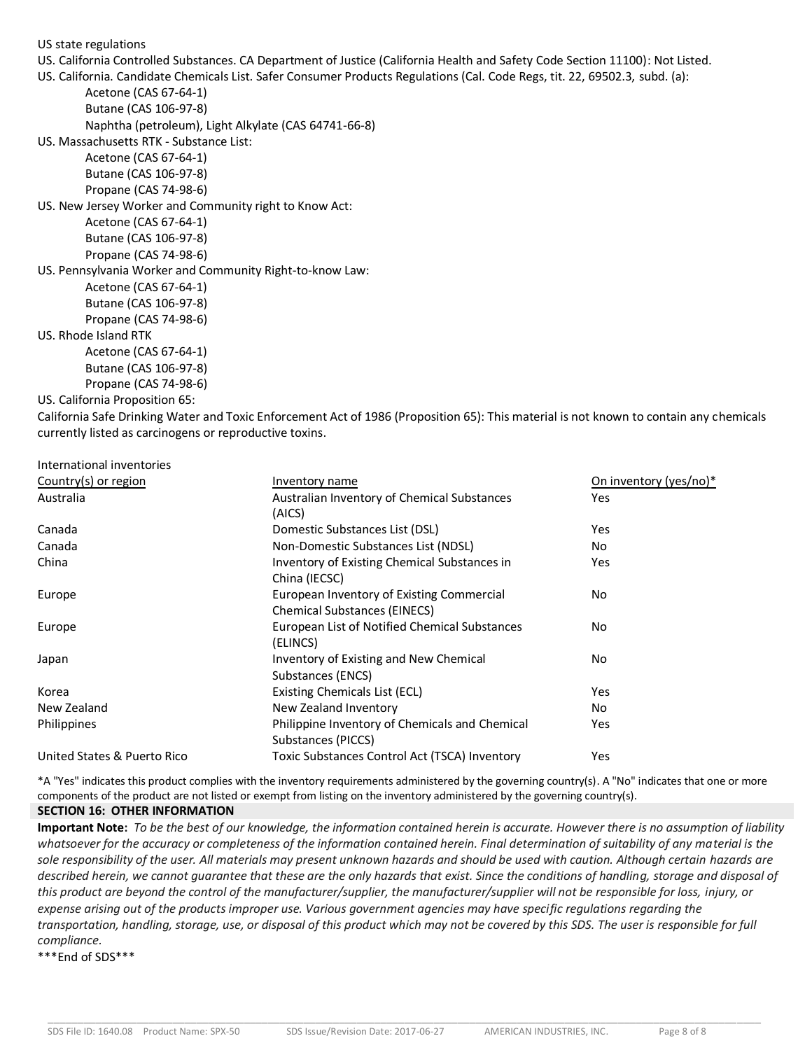US state regulations

US. California Controlled Substances. CA Department of Justice (California Health and Safety Code Section 11100): Not Listed.

US. California. Candidate Chemicals List. Safer Consumer Products Regulations (Cal. Code Regs, tit. 22, 69502.3, subd. (a):

- Acetone (CAS 67-64-1)
- Butane (CAS 106-97-8)
- Naphtha (petroleum), Light Alkylate (CAS 64741-66-8)

US. Massachusetts RTK - Substance List:

- Acetone (CAS 67-64-1)
- Butane (CAS 106-97-8)
- Propane (CAS 74-98-6)

US. New Jersey Worker and Community right to Know Act:

- Acetone (CAS 67-64-1)
- Butane (CAS 106-97-8)
- Propane (CAS 74-98-6)

US. Pennsylvania Worker and Community Right-to-know Law:

- Acetone (CAS 67-64-1)
- Butane (CAS 106-97-8)
- Propane (CAS 74-98-6)

US. Rhode Island RTK

- Acetone (CAS 67-64-1)
- Butane (CAS 106-97-8)
- Propane (CAS 74-98-6)

US. California Proposition 65:

California Safe Drinking Water and Toxic Enforcement Act of 1986 (Proposition 65): This material is not known to contain any chemicals currently listed as carcinogens or reproductive toxins.

International inventories

| Country(s) or region | Inventory name | On inventory (yes/no)* |
|---|---|---|
| Australia | Australian Inventory of Chemical Substances (AICS) | Yes |
| Canada | Domestic Substances List (DSL) | Yes |
| Canada | Non-Domestic Substances List (NDSL) | No |
| China | Inventory of Existing Chemical Substances in China (IECSC) | Yes |
| Europe | European Inventory of Existing Commercial Chemical Substances (EINECS) | No |
| Europe | European List of Notified Chemical Substances (ELINCS) | No |
| Japan | Inventory of Existing and New Chemical Substances (ENCS) | No |
| Korea | Existing Chemicals List (ECL) | Yes |
| New Zealand | New Zealand Inventory | No |
| Philippines | Philippine Inventory of Chemicals and Chemical Substances (PICCS) | Yes |
| United States & Puerto Rico | Toxic Substances Control Act (TSCA) Inventory | Yes |

*A "Yes" indicates this product complies with the inventory requirements administered by the governing country(s). A "No" indicates that one or more components of the product are not listed or exempt from listing on the inventory administered by the governing country(s).

## SECTION 16: OTHER INFORMATION

**Important Note:** *To be the best of our knowledge, the information contained herein is accurate. However there is no assumption of liability whatsoever for the accuracy or completeness of the information contained herein. Final determination of suitability of any material is the sole responsibility of the user. All materials may present unknown hazards and should be used with caution. Although certain hazards are described herein, we cannot guarantee that these are the only hazards that exist. Since the conditions of handling, storage and disposal of this product are beyond the control of the manufacturer/supplier, the manufacturer/supplier will not be responsible for loss, injury, or expense arising out of the products improper use. Various government agencies may have specific regulations regarding the transportation, handling, storage, use, or disposal of this product which may not be covered by this SDS. The user is responsible for full compliance.*

***End of SDS***